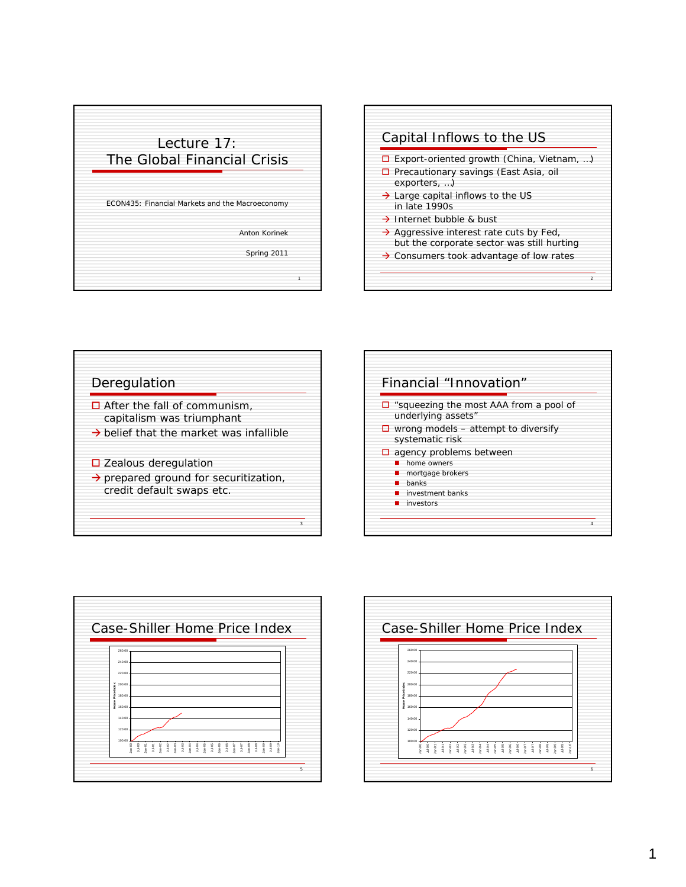# Lecture 17: The Global Financial Crisis

ECON435: Financial Markets and the Macroeconomy

Anton Korinek

Spring 2011

## Capital Inflows to the US

- Export-oriented growth (China, Vietnam, ...)
- Precautionary savings (East Asia, oil exporters, ...)
- → Large capital inflows to the US in late 1990s
- → Internet bubble & bust
- → Aggressive interest rate cuts by Fed, but the corporate sector was still hurting
- → Consumers took advantage of low rates

## Deregulation

- After the fall of communism, capitalism was triumphant
- → belief that the market was infallible

- Zealous deregulation
- → prepared ground for securitization, credit default swaps etc.

## Financial "Innovation"

- "squeezing the most AAA from a pool of underlying assets"
- wrong models – attempt to diversify systematic risk
- agency problems between
  - home owners
  - mortgage brokers
  - banks
  - investment banks
  - investors

## Case-Shiller Home Price Index

## Case-Shiller Home Price Index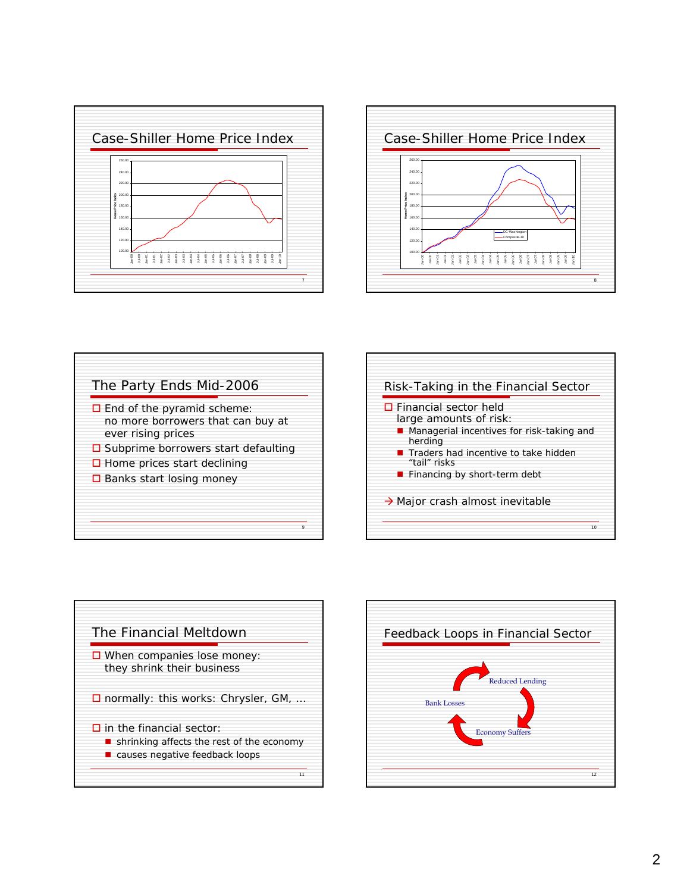## Case-Shiller Home Price Index

## Case-Shiller Home Price Index

## The Party Ends Mid-2006

- End of the pyramid scheme: no more borrowers that can buy at ever rising prices
- Subprime borrowers start defaulting
- Home prices start declining
- Banks start losing money

## Risk-Taking in the Financial Sector

- Financial sector held large amounts of risk:
  - Managerial incentives for risk-taking and herding
  - Traders had incentive to take hidden "tail" risks
  - Financing by short-term debt

→ Major crash almost inevitable

## The Financial Meltdown

- When companies lose money: they shrink their business
- normally: this works: Chrysler, GM, …
- in the financial sector:
  - shrinking affects the rest of the economy
  - causes negative feedback loops

## Feedback Loops in Financial Sector

Reduced Lending → Economy Suffers → Bank Losses → Reduced Lending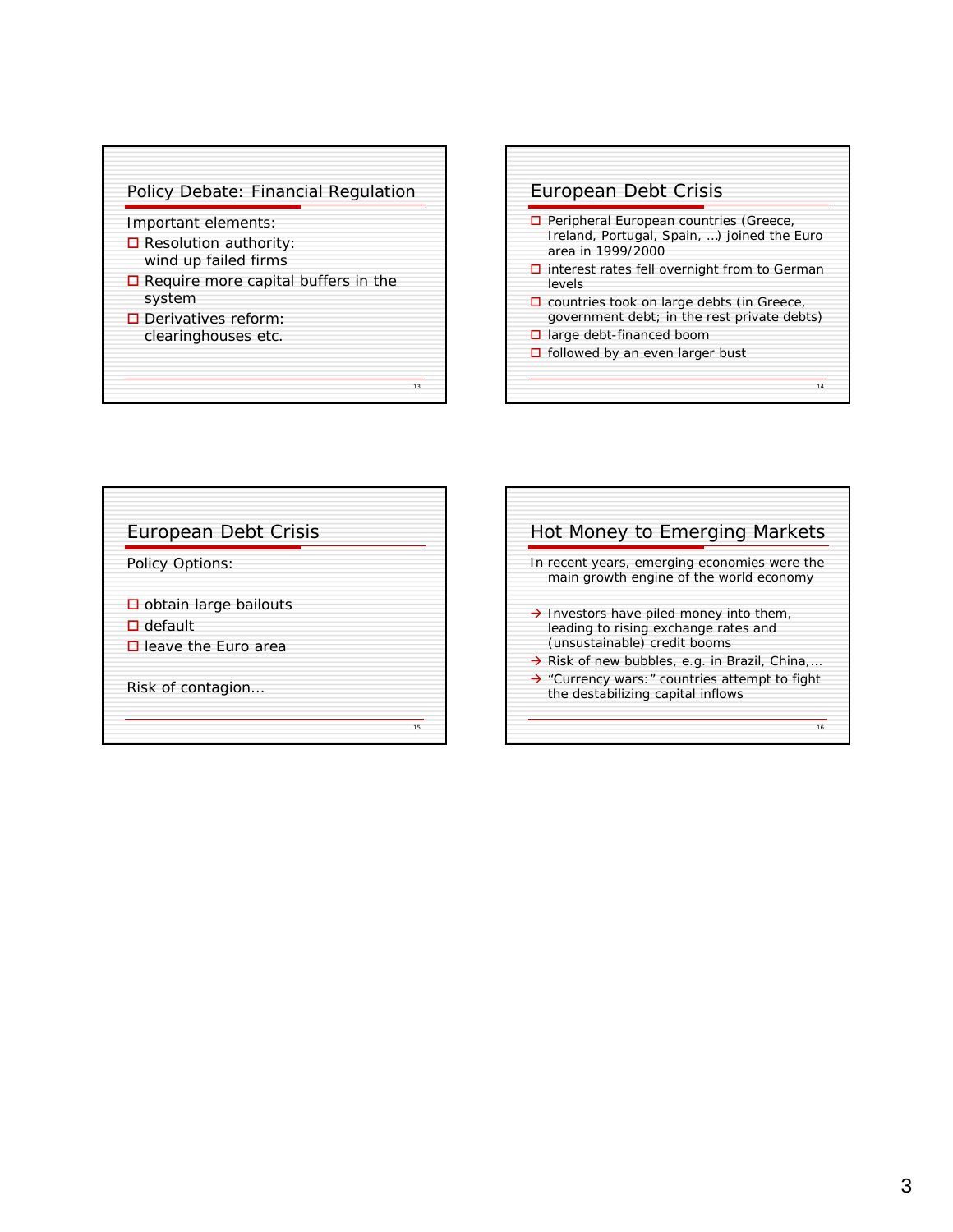## Policy Debate: Financial Regulation

Important elements:

- Resolution authority: wind up failed firms
- Require more capital buffers in the system
- Derivatives reform: clearinghouses etc.

## European Debt Crisis

- Peripheral European countries (Greece, Ireland, Portugal, Spain, …) joined the Euro area in 1999/2000
- interest rates fell overnight from to German levels
- countries took on large debts (in Greece, government debt; in the rest private debts)
- large debt-financed boom
- followed by an even larger bust

## European Debt Crisis

Policy Options:

- obtain large bailouts
- default
- leave the Euro area

Risk of contagion…

## Hot Money to Emerging Markets

In recent years, emerging economies were the main growth engine of the world economy

- → Investors have piled money into them, leading to rising exchange rates and (unsustainable) credit booms
- → Risk of new bubbles, e.g. in Brazil, China,…
- → "Currency wars:" countries attempt to fight the destabilizing capital inflows